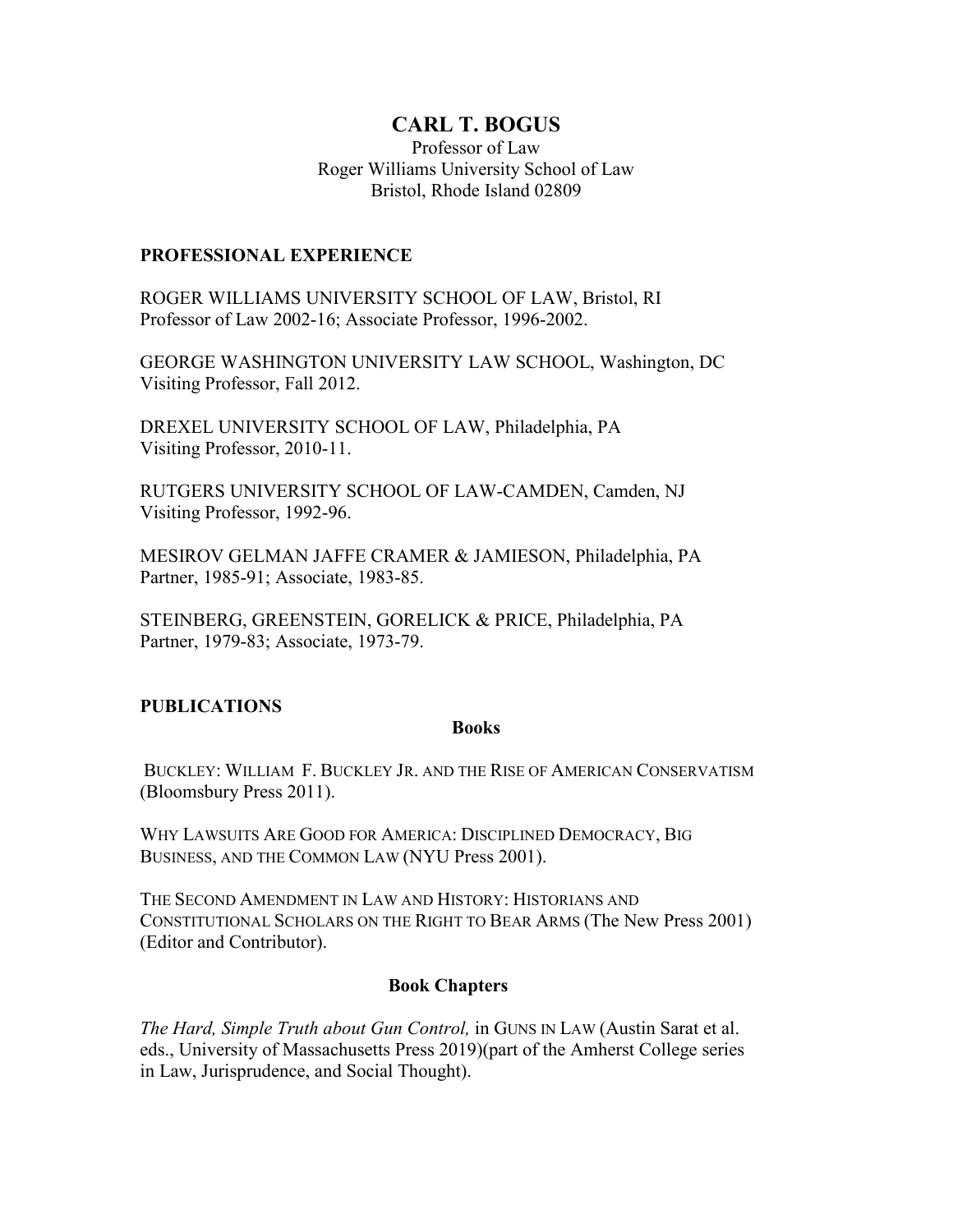# CARL T. BOGUS

Professor of Law
Roger Williams University School of Law
Bristol, Rhode Island 02809

## PROFESSIONAL EXPERIENCE

ROGER WILLIAMS UNIVERSITY SCHOOL OF LAW, Bristol, RI
Professor of Law 2002-16; Associate Professor, 1996-2002.

GEORGE WASHINGTON UNIVERSITY LAW SCHOOL, Washington, DC
Visiting Professor, Fall 2012.

DREXEL UNIVERSITY SCHOOL OF LAW, Philadelphia, PA
Visiting Professor, 2010-11.

RUTGERS UNIVERSITY SCHOOL OF LAW-CAMDEN, Camden, NJ
Visiting Professor, 1992-96.

MESIROV GELMAN JAFFE CRAMER & JAMIESON, Philadelphia, PA
Partner, 1985-91; Associate, 1983-85.

STEINBERG, GREENSTEIN, GORELICK & PRICE, Philadelphia, PA
Partner, 1979-83; Associate, 1973-79.

## PUBLICATIONS

### Books

BUCKLEY: WILLIAM F. BUCKLEY JR. AND THE RISE OF AMERICAN CONSERVATISM (Bloomsbury Press 2011).

WHY LAWSUITS ARE GOOD FOR AMERICA: DISCIPLINED DEMOCRACY, BIG BUSINESS, AND THE COMMON LAW (NYU Press 2001).

THE SECOND AMENDMENT IN LAW AND HISTORY: HISTORIANS AND CONSTITUTIONAL SCHOLARS ON THE RIGHT TO BEAR ARMS (The New Press 2001) (Editor and Contributor).

### Book Chapters

*The Hard, Simple Truth about Gun Control,* in GUNS IN LAW (Austin Sarat et al. eds., University of Massachusetts Press 2019)(part of the Amherst College series in Law, Jurisprudence, and Social Thought).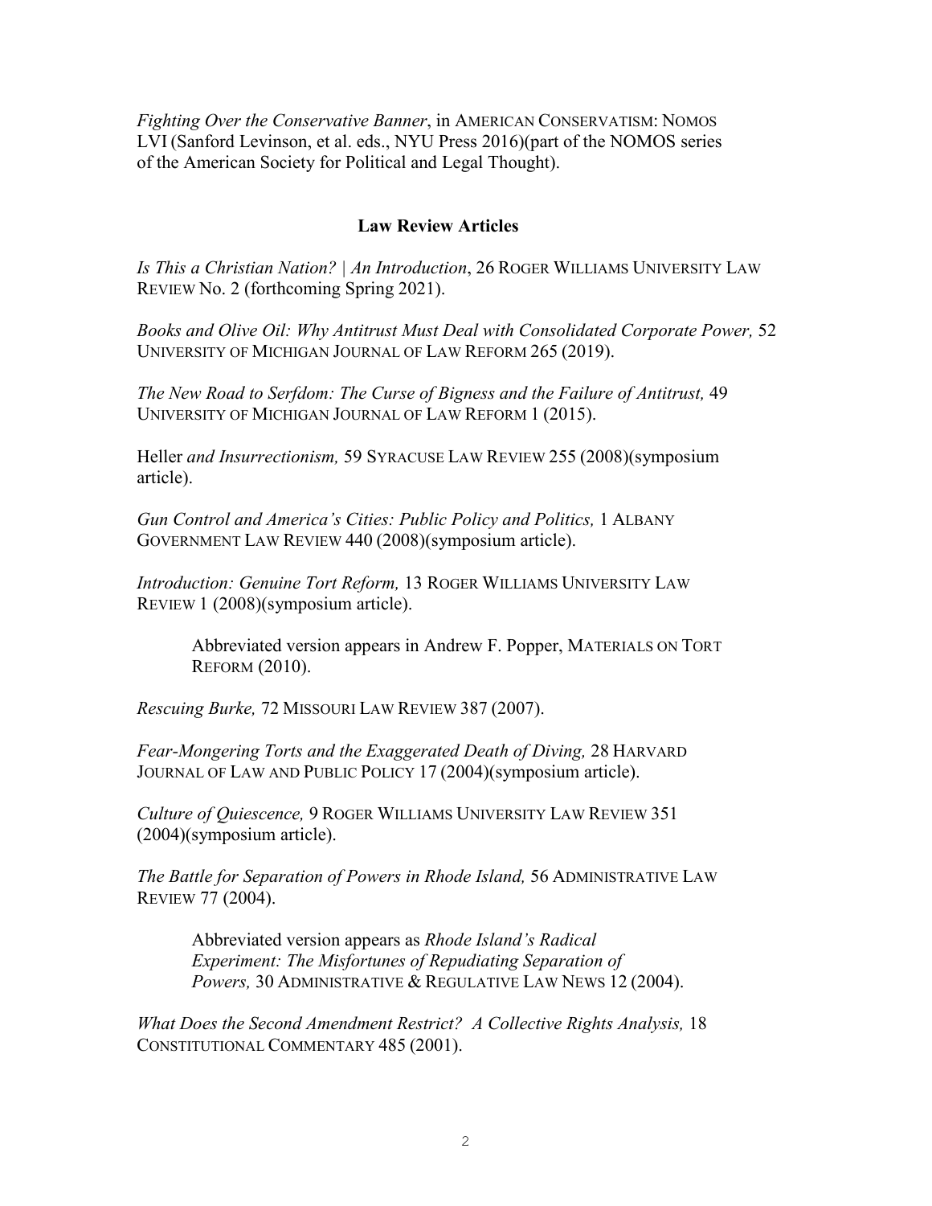*Fighting Over the Conservative Banner*, in AMERICAN CONSERVATISM: NOMOS LVI (Sanford Levinson, et al. eds., NYU Press 2016)(part of the NOMOS series of the American Society for Political and Legal Thought).

## Law Review Articles

*Is This a Christian Nation? | An Introduction*, 26 ROGER WILLIAMS UNIVERSITY LAW REVIEW No. 2 (forthcoming Spring 2021).

*Books and Olive Oil: Why Antitrust Must Deal with Consolidated Corporate Power,* 52 UNIVERSITY OF MICHIGAN JOURNAL OF LAW REFORM 265 (2019).

*The New Road to Serfdom: The Curse of Bigness and the Failure of Antitrust,* 49 UNIVERSITY OF MICHIGAN JOURNAL OF LAW REFORM 1 (2015).

Heller *and Insurrectionism,* 59 SYRACUSE LAW REVIEW 255 (2008)(symposium article).

*Gun Control and America's Cities: Public Policy and Politics,* 1 ALBANY GOVERNMENT LAW REVIEW 440 (2008)(symposium article).

*Introduction: Genuine Tort Reform,* 13 ROGER WILLIAMS UNIVERSITY LAW REVIEW 1 (2008)(symposium article).

> Abbreviated version appears in Andrew F. Popper, MATERIALS ON TORT REFORM (2010).

*Rescuing Burke,* 72 MISSOURI LAW REVIEW 387 (2007).

*Fear-Mongering Torts and the Exaggerated Death of Diving,* 28 HARVARD JOURNAL OF LAW AND PUBLIC POLICY 17 (2004)(symposium article).

*Culture of Quiescence,* 9 ROGER WILLIAMS UNIVERSITY LAW REVIEW 351 (2004)(symposium article).

*The Battle for Separation of Powers in Rhode Island,* 56 ADMINISTRATIVE LAW REVIEW 77 (2004).

> Abbreviated version appears as *Rhode Island's Radical Experiment: The Misfortunes of Repudiating Separation of Powers,* 30 ADMINISTRATIVE & REGULATIVE LAW NEWS 12 (2004).

*What Does the Second Amendment Restrict? A Collective Rights Analysis,* 18 CONSTITUTIONAL COMMENTARY 485 (2001).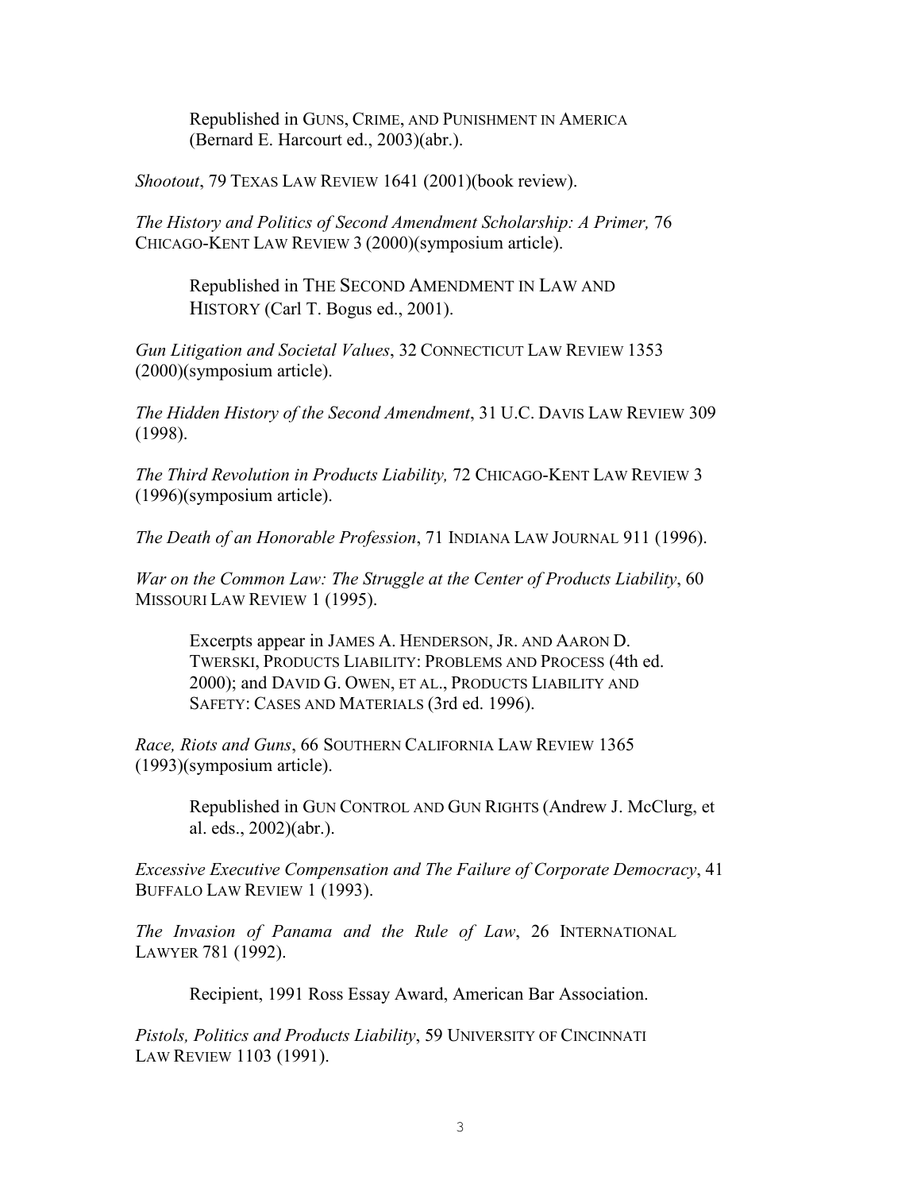Republished in GUNS, CRIME, AND PUNISHMENT IN AMERICA (Bernard E. Harcourt ed., 2003)(abr.).

*Shootout*, 79 TEXAS LAW REVIEW 1641 (2001)(book review).

*The History and Politics of Second Amendment Scholarship: A Primer,* 76 CHICAGO-KENT LAW REVIEW 3 (2000)(symposium article).

> Republished in THE SECOND AMENDMENT IN LAW AND HISTORY (Carl T. Bogus ed., 2001).

*Gun Litigation and Societal Values*, 32 CONNECTICUT LAW REVIEW 1353 (2000)(symposium article).

*The Hidden History of the Second Amendment*, 31 U.C. DAVIS LAW REVIEW 309 (1998).

*The Third Revolution in Products Liability,* 72 CHICAGO-KENT LAW REVIEW 3 (1996)(symposium article).

*The Death of an Honorable Profession*, 71 INDIANA LAW JOURNAL 911 (1996).

*War on the Common Law: The Struggle at the Center of Products Liability*, 60 MISSOURI LAW REVIEW 1 (1995).

> Excerpts appear in JAMES A. HENDERSON, JR. AND AARON D. TWERSKI, PRODUCTS LIABILITY: PROBLEMS AND PROCESS (4th ed. 2000); and DAVID G. OWEN, ET AL., PRODUCTS LIABILITY AND SAFETY: CASES AND MATERIALS (3rd ed. 1996).

*Race, Riots and Guns*, 66 SOUTHERN CALIFORNIA LAW REVIEW 1365 (1993)(symposium article).

> Republished in GUN CONTROL AND GUN RIGHTS (Andrew J. McClurg, et al. eds., 2002)(abr.).

*Excessive Executive Compensation and The Failure of Corporate Democracy*, 41 BUFFALO LAW REVIEW 1 (1993).

*The Invasion of Panama and the Rule of Law*, 26 INTERNATIONAL LAWYER 781 (1992).

> Recipient, 1991 Ross Essay Award, American Bar Association.

*Pistols, Politics and Products Liability*, 59 UNIVERSITY OF CINCINNATI LAW REVIEW 1103 (1991).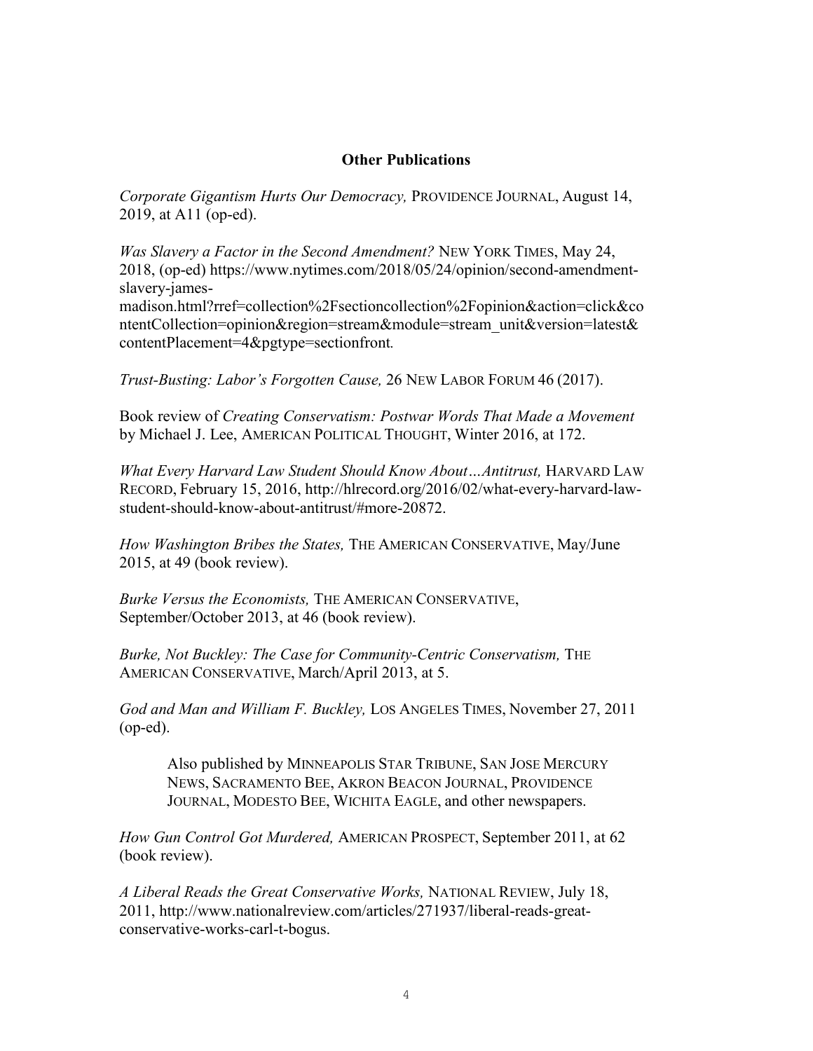## Other Publications

*Corporate Gigantism Hurts Our Democracy,* PROVIDENCE JOURNAL, August 14, 2019, at A11 (op-ed).

*Was Slavery a Factor in the Second Amendment?* NEW YORK TIMES, May 24, 2018, (op-ed) https://www.nytimes.com/2018/05/24/opinion/second-amendment-slavery-james-madison.html?rref=collection%2Fsectioncollection%2Fopinion&action=click&contentCollection=opinion&region=stream&module=stream_unit&version=latest&contentPlacement=4&pgtype=sectionfront.

*Trust-Busting: Labor's Forgotten Cause,* 26 NEW LABOR FORUM 46 (2017).

Book review of *Creating Conservatism: Postwar Words That Made a Movement* by Michael J. Lee, AMERICAN POLITICAL THOUGHT, Winter 2016, at 172.

*What Every Harvard Law Student Should Know About…Antitrust,* HARVARD LAW RECORD, February 15, 2016, http://hlrecord.org/2016/02/what-every-harvard-law-student-should-know-about-antitrust/#more-20872.

*How Washington Bribes the States,* THE AMERICAN CONSERVATIVE, May/June 2015, at 49 (book review).

*Burke Versus the Economists,* THE AMERICAN CONSERVATIVE, September/October 2013, at 46 (book review).

*Burke, Not Buckley: The Case for Community-Centric Conservatism,* THE AMERICAN CONSERVATIVE, March/April 2013, at 5.

*God and Man and William F. Buckley,* LOS ANGELES TIMES, November 27, 2011 (op-ed).

> Also published by MINNEAPOLIS STAR TRIBUNE, SAN JOSE MERCURY NEWS, SACRAMENTO BEE, AKRON BEACON JOURNAL, PROVIDENCE JOURNAL, MODESTO BEE, WICHITA EAGLE, and other newspapers.

*How Gun Control Got Murdered,* AMERICAN PROSPECT, September 2011, at 62 (book review).

*A Liberal Reads the Great Conservative Works,* NATIONAL REVIEW, July 18, 2011, http://www.nationalreview.com/articles/271937/liberal-reads-great-conservative-works-carl-t-bogus.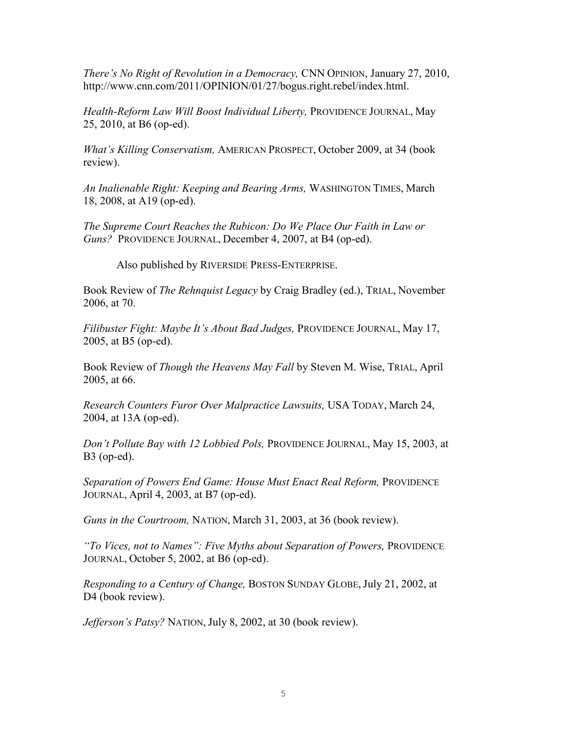*There's No Right of Revolution in a Democracy,* CNN OPINION, January 27, 2010, http://www.cnn.com/2011/OPINION/01/27/bogus.right.rebel/index.html.

*Health-Reform Law Will Boost Individual Liberty,* PROVIDENCE JOURNAL, May 25, 2010, at B6 (op-ed).

*What's Killing Conservatism,* AMERICAN PROSPECT, October 2009, at 34 (book review).

*An Inalienable Right: Keeping and Bearing Arms,* WASHINGTON TIMES, March 18, 2008, at A19 (op-ed).

*The Supreme Court Reaches the Rubicon: Do We Place Our Faith in Law or Guns?* PROVIDENCE JOURNAL, December 4, 2007, at B4 (op-ed).

Also published by RIVERSIDE PRESS-ENTERPRISE.

Book Review of *The Rehnquist Legacy* by Craig Bradley (ed.), TRIAL, November 2006, at 70.

*Filibuster Fight: Maybe It's About Bad Judges,* PROVIDENCE JOURNAL, May 17, 2005, at B5 (op-ed).

Book Review of *Though the Heavens May Fall* by Steven M. Wise, TRIAL, April 2005, at 66.

*Research Counters Furor Over Malpractice Lawsuits,* USA TODAY, March 24, 2004, at 13A (op-ed).

*Don't Pollute Bay with 12 Lobbied Pols,* PROVIDENCE JOURNAL, May 15, 2003, at B3 (op-ed).

*Separation of Powers End Game: House Must Enact Real Reform,* PROVIDENCE JOURNAL, April 4, 2003, at B7 (op-ed).

*Guns in the Courtroom,* NATION, March 31, 2003, at 36 (book review).

*"To Vices, not to Names": Five Myths about Separation of Powers,* PROVIDENCE JOURNAL, October 5, 2002, at B6 (op-ed).

*Responding to a Century of Change,* BOSTON SUNDAY GLOBE, July 21, 2002, at D4 (book review).

*Jefferson's Patsy?* NATION, July 8, 2002, at 30 (book review).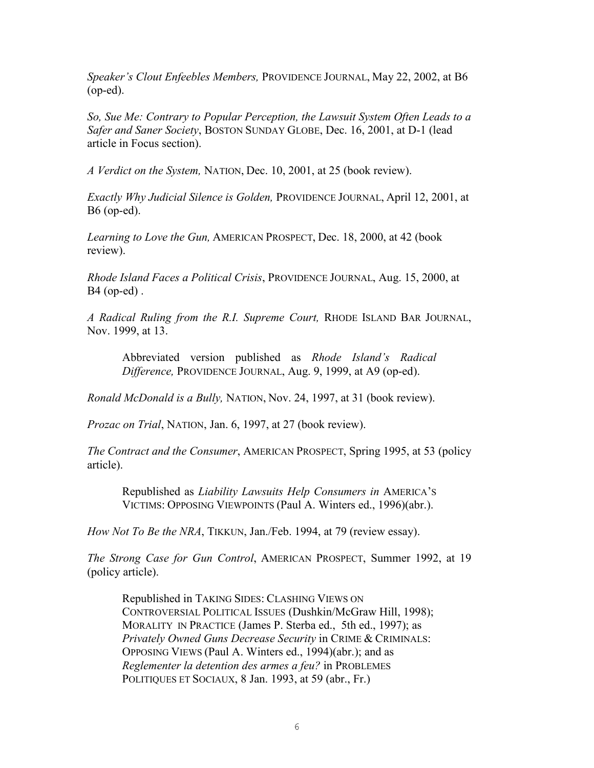*Speaker's Clout Enfeebles Members,* PROVIDENCE JOURNAL, May 22, 2002, at B6 (op-ed).

*So, Sue Me: Contrary to Popular Perception, the Lawsuit System Often Leads to a Safer and Saner Society*, BOSTON SUNDAY GLOBE, Dec. 16, 2001, at D-1 (lead article in Focus section).

*A Verdict on the System,* NATION, Dec. 10, 2001, at 25 (book review).

*Exactly Why Judicial Silence is Golden,* PROVIDENCE JOURNAL, April 12, 2001, at B6 (op-ed).

*Learning to Love the Gun,* AMERICAN PROSPECT, Dec. 18, 2000, at 42 (book review).

*Rhode Island Faces a Political Crisis*, PROVIDENCE JOURNAL, Aug. 15, 2000, at B4 (op-ed) .

*A Radical Ruling from the R.I. Supreme Court,* RHODE ISLAND BAR JOURNAL, Nov. 1999, at 13.

> Abbreviated version published as *Rhode Island's Radical Difference,* PROVIDENCE JOURNAL, Aug. 9, 1999, at A9 (op-ed).

*Ronald McDonald is a Bully,* NATION, Nov. 24, 1997, at 31 (book review).

*Prozac on Trial*, NATION, Jan. 6, 1997, at 27 (book review).

*The Contract and the Consumer*, AMERICAN PROSPECT, Spring 1995, at 53 (policy article).

> Republished as *Liability Lawsuits Help Consumers in* AMERICA'S VICTIMS: OPPOSING VIEWPOINTS (Paul A. Winters ed., 1996)(abr.).

*How Not To Be the NRA*, TIKKUN, Jan./Feb. 1994, at 79 (review essay).

*The Strong Case for Gun Control*, AMERICAN PROSPECT, Summer 1992, at 19 (policy article).

> Republished in TAKING SIDES: CLASHING VIEWS ON CONTROVERSIAL POLITICAL ISSUES (Dushkin/McGraw Hill, 1998); MORALITY IN PRACTICE (James P. Sterba ed., 5th ed., 1997); as *Privately Owned Guns Decrease Security* in CRIME & CRIMINALS: OPPOSING VIEWS (Paul A. Winters ed., 1994)(abr.); and as *Reglementer la detention des armes a feu?* in PROBLEMES POLITIQUES ET SOCIAUX, 8 Jan. 1993, at 59 (abr., Fr.)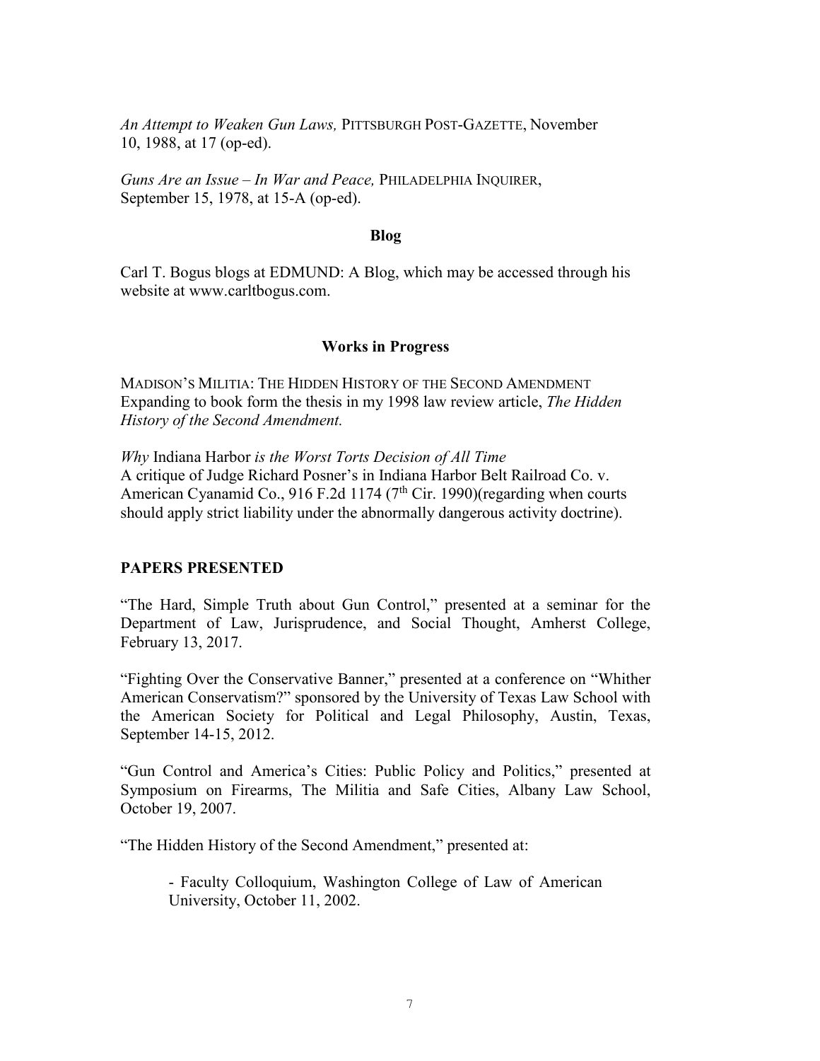*An Attempt to Weaken Gun Laws,* PITTSBURGH POST-GAZETTE, November 10, 1988, at 17 (op-ed).

*Guns Are an Issue – In War and Peace,* PHILADELPHIA INQUIRER, September 15, 1978, at 15-A (op-ed).

**Blog**

Carl T. Bogus blogs at EDMUND: A Blog, which may be accessed through his website at www.carltbogus.com.

**Works in Progress**

MADISON'S MILITIA: THE HIDDEN HISTORY OF THE SECOND AMENDMENT
Expanding to book form the thesis in my 1998 law review article, *The Hidden History of the Second Amendment.*

*Why* Indiana Harbor *is the Worst Torts Decision of All Time*
A critique of Judge Richard Posner's in Indiana Harbor Belt Railroad Co. v. American Cyanamid Co., 916 F.2d 1174 (7th Cir. 1990)(regarding when courts should apply strict liability under the abnormally dangerous activity doctrine).

## PAPERS PRESENTED

"The Hard, Simple Truth about Gun Control," presented at a seminar for the Department of Law, Jurisprudence, and Social Thought, Amherst College, February 13, 2017.

"Fighting Over the Conservative Banner," presented at a conference on "Whither American Conservatism?" sponsored by the University of Texas Law School with the American Society for Political and Legal Philosophy, Austin, Texas, September 14-15, 2012.

"Gun Control and America's Cities: Public Policy and Politics," presented at Symposium on Firearms, The Militia and Safe Cities, Albany Law School, October 19, 2007.

"The Hidden History of the Second Amendment," presented at:

- Faculty Colloquium, Washington College of Law of American University, October 11, 2002.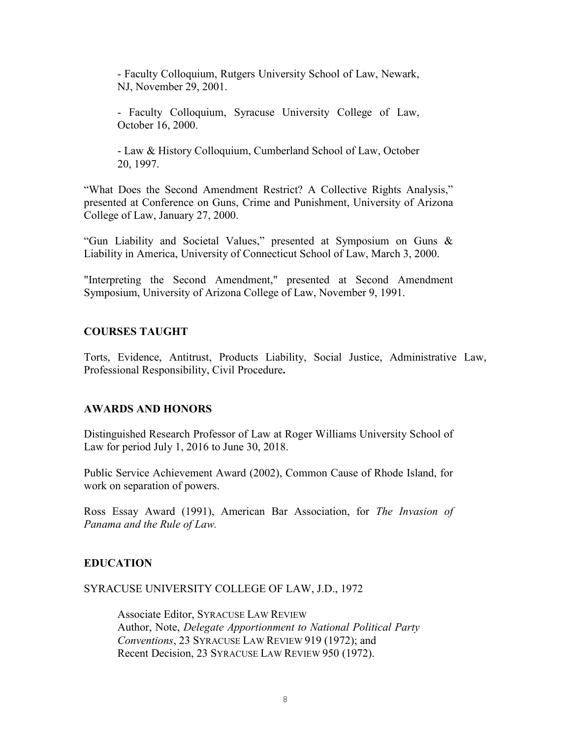- Faculty Colloquium, Rutgers University School of Law, Newark, NJ, November 29, 2001.

- Faculty Colloquium, Syracuse University College of Law, October 16, 2000.

- Law & History Colloquium, Cumberland School of Law, October 20, 1997.

"What Does the Second Amendment Restrict? A Collective Rights Analysis," presented at Conference on Guns, Crime and Punishment, University of Arizona College of Law, January 27, 2000.

"Gun Liability and Societal Values," presented at Symposium on Guns & Liability in America, University of Connecticut School of Law, March 3, 2000.

"Interpreting the Second Amendment," presented at Second Amendment Symposium, University of Arizona College of Law, November 9, 1991.

## COURSES TAUGHT

Torts, Evidence, Antitrust, Products Liability, Social Justice, Administrative Law, Professional Responsibility, Civil Procedure**.**

## AWARDS AND HONORS

Distinguished Research Professor of Law at Roger Williams University School of Law for period July 1, 2016 to June 30, 2018.

Public Service Achievement Award (2002), Common Cause of Rhode Island, for work on separation of powers.

Ross Essay Award (1991), American Bar Association, for *The Invasion of Panama and the Rule of Law.*

## EDUCATION

SYRACUSE UNIVERSITY COLLEGE OF LAW, J.D., 1972

Associate Editor, SYRACUSE LAW REVIEW
Author, Note, *Delegate Apportionment to National Political Party Conventions*, 23 SYRACUSE LAW REVIEW 919 (1972); and
Recent Decision, 23 SYRACUSE LAW REVIEW 950 (1972).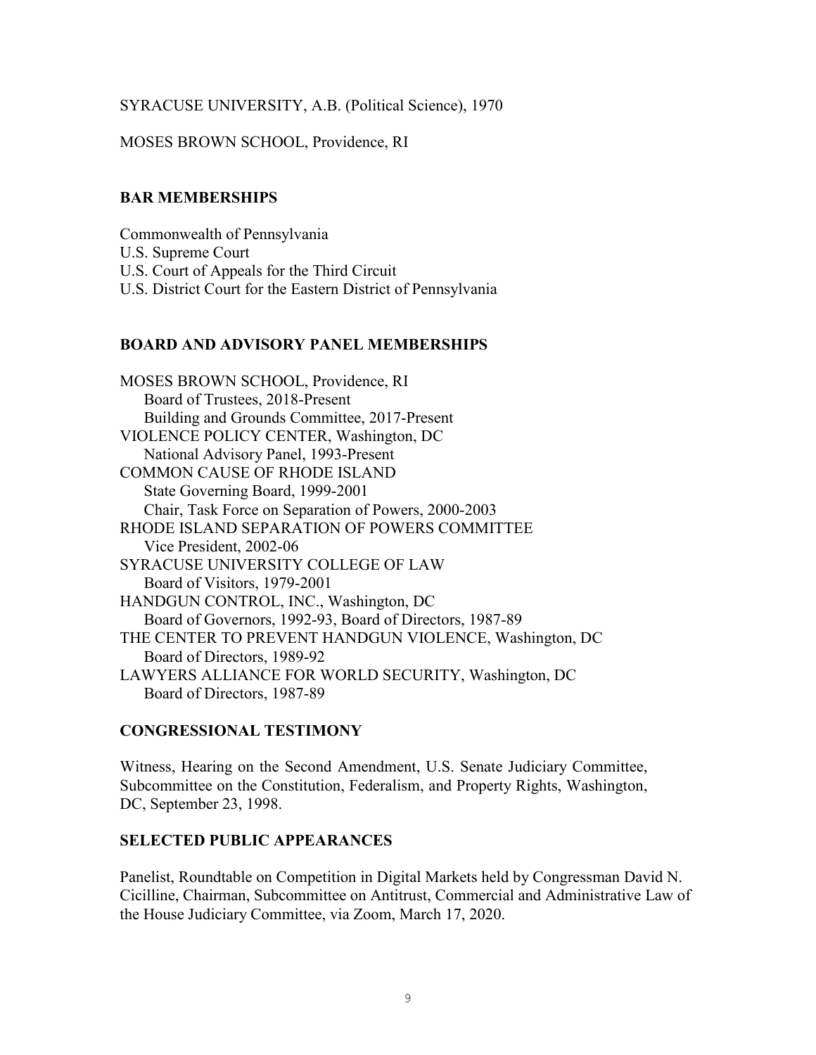SYRACUSE UNIVERSITY, A.B. (Political Science), 1970

MOSES BROWN SCHOOL, Providence, RI

## BAR MEMBERSHIPS

Commonwealth of Pennsylvania
U.S. Supreme Court
U.S. Court of Appeals for the Third Circuit
U.S. District Court for the Eastern District of Pennsylvania

## BOARD AND ADVISORY PANEL MEMBERSHIPS

MOSES BROWN SCHOOL, Providence, RI
- Board of Trustees, 2018-Present
- Building and Grounds Committee, 2017-Present

VIOLENCE POLICY CENTER, Washington, DC
- National Advisory Panel, 1993-Present

COMMON CAUSE OF RHODE ISLAND
- State Governing Board, 1999-2001
- Chair, Task Force on Separation of Powers, 2000-2003

RHODE ISLAND SEPARATION OF POWERS COMMITTEE
- Vice President, 2002-06

SYRACUSE UNIVERSITY COLLEGE OF LAW
- Board of Visitors, 1979-2001

HANDGUN CONTROL, INC., Washington, DC
- Board of Governors, 1992-93, Board of Directors, 1987-89

THE CENTER TO PREVENT HANDGUN VIOLENCE, Washington, DC
- Board of Directors, 1989-92

LAWYERS ALLIANCE FOR WORLD SECURITY, Washington, DC
- Board of Directors, 1987-89

## CONGRESSIONAL TESTIMONY

Witness, Hearing on the Second Amendment, U.S. Senate Judiciary Committee, Subcommittee on the Constitution, Federalism, and Property Rights, Washington, DC, September 23, 1998.

## SELECTED PUBLIC APPEARANCES

Panelist, Roundtable on Competition in Digital Markets held by Congressman David N. Cicilline, Chairman, Subcommittee on Antitrust, Commercial and Administrative Law of the House Judiciary Committee, via Zoom, March 17, 2020.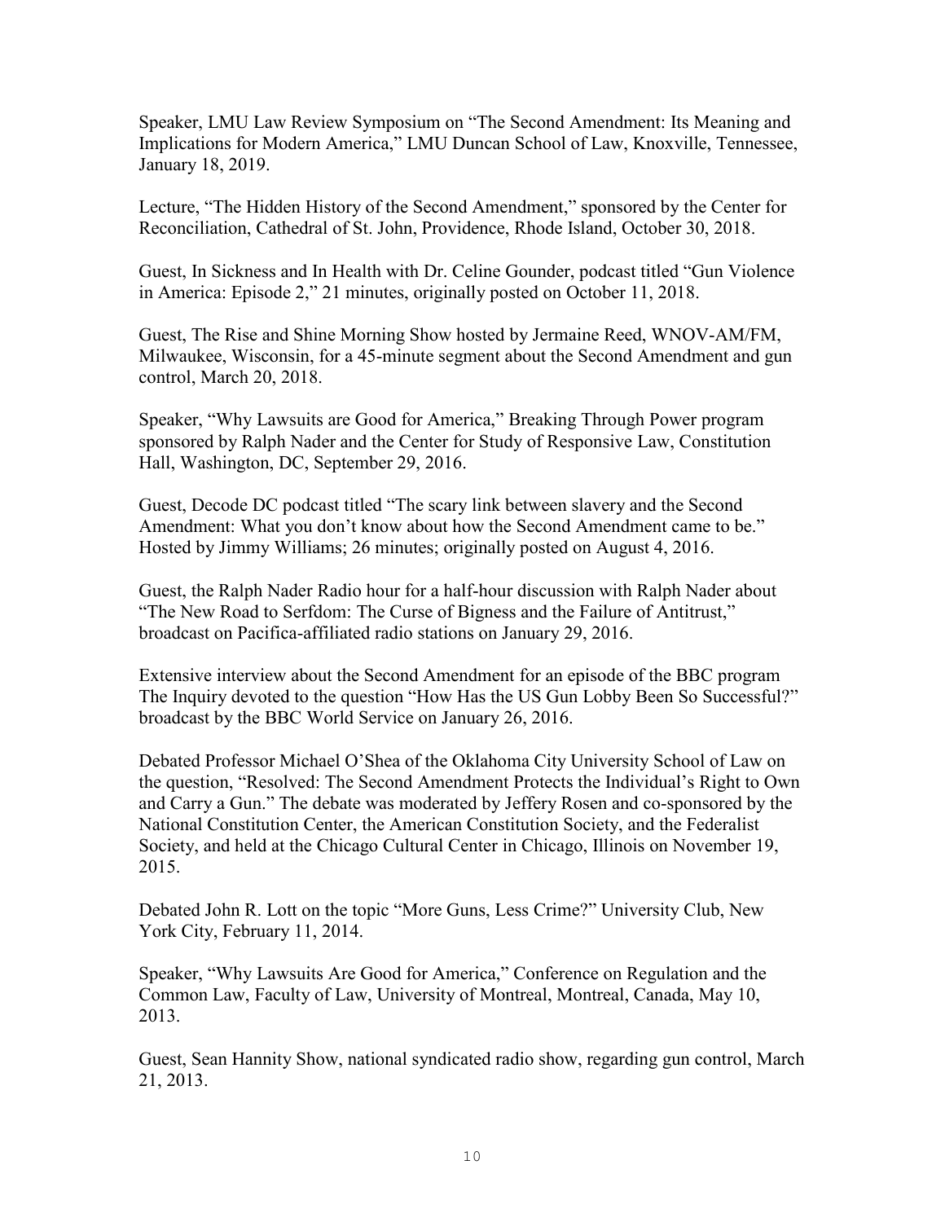Speaker, LMU Law Review Symposium on "The Second Amendment: Its Meaning and Implications for Modern America," LMU Duncan School of Law, Knoxville, Tennessee, January 18, 2019.

Lecture, "The Hidden History of the Second Amendment," sponsored by the Center for Reconciliation, Cathedral of St. John, Providence, Rhode Island, October 30, 2018.

Guest, In Sickness and In Health with Dr. Celine Gounder, podcast titled "Gun Violence in America: Episode 2," 21 minutes, originally posted on October 11, 2018.

Guest, The Rise and Shine Morning Show hosted by Jermaine Reed, WNOV-AM/FM, Milwaukee, Wisconsin, for a 45-minute segment about the Second Amendment and gun control, March 20, 2018.

Speaker, "Why Lawsuits are Good for America," Breaking Through Power program sponsored by Ralph Nader and the Center for Study of Responsive Law, Constitution Hall, Washington, DC, September 29, 2016.

Guest, Decode DC podcast titled "The scary link between slavery and the Second Amendment: What you don't know about how the Second Amendment came to be." Hosted by Jimmy Williams; 26 minutes; originally posted on August 4, 2016.

Guest, the Ralph Nader Radio hour for a half-hour discussion with Ralph Nader about "The New Road to Serfdom: The Curse of Bigness and the Failure of Antitrust," broadcast on Pacifica-affiliated radio stations on January 29, 2016.

Extensive interview about the Second Amendment for an episode of the BBC program The Inquiry devoted to the question "How Has the US Gun Lobby Been So Successful?" broadcast by the BBC World Service on January 26, 2016.

Debated Professor Michael O'Shea of the Oklahoma City University School of Law on the question, "Resolved: The Second Amendment Protects the Individual's Right to Own and Carry a Gun." The debate was moderated by Jeffery Rosen and co-sponsored by the National Constitution Center, the American Constitution Society, and the Federalist Society, and held at the Chicago Cultural Center in Chicago, Illinois on November 19, 2015.

Debated John R. Lott on the topic "More Guns, Less Crime?" University Club, New York City, February 11, 2014.

Speaker, "Why Lawsuits Are Good for America," Conference on Regulation and the Common Law, Faculty of Law, University of Montreal, Montreal, Canada, May 10, 2013.

Guest, Sean Hannity Show, national syndicated radio show, regarding gun control, March 21, 2013.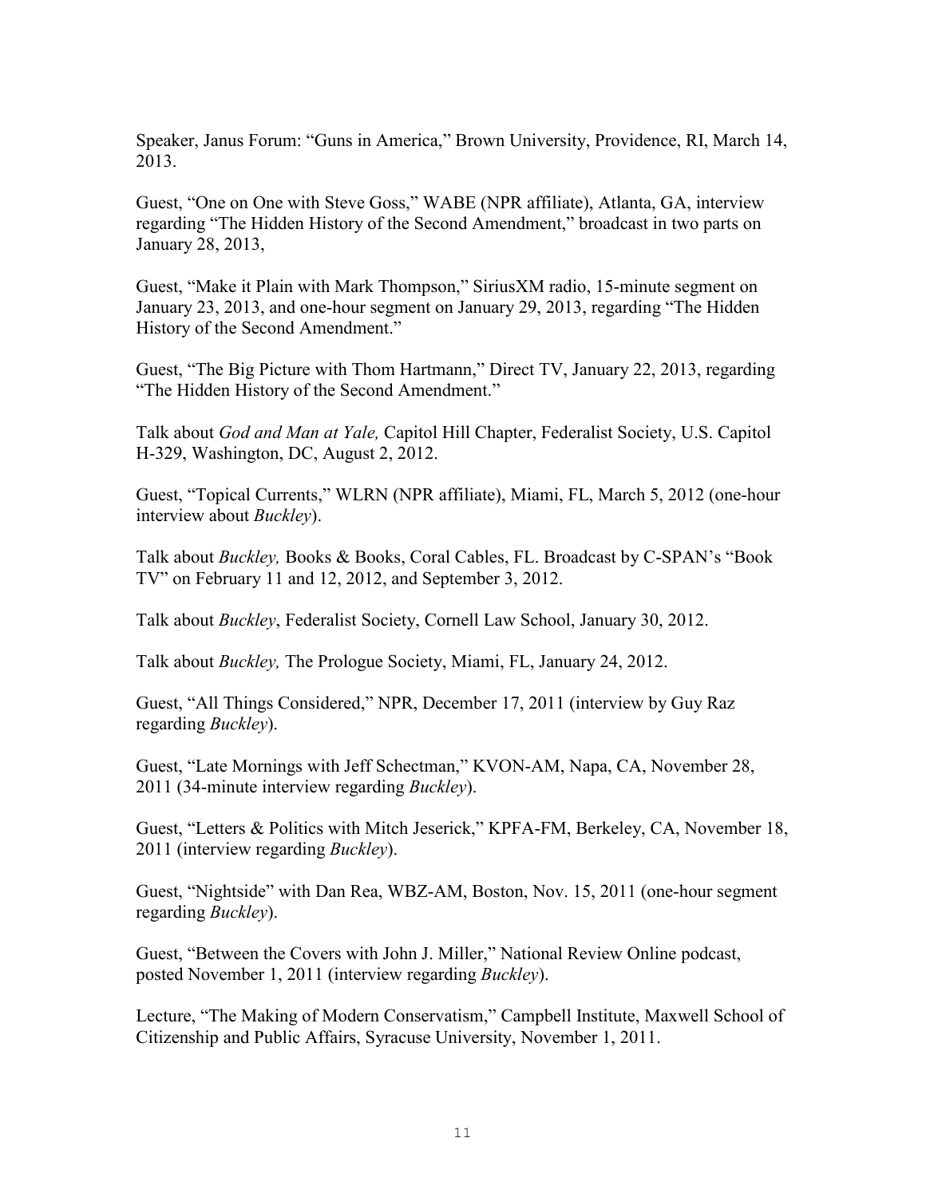Speaker, Janus Forum: "Guns in America," Brown University, Providence, RI, March 14, 2013.

Guest, "One on One with Steve Goss," WABE (NPR affiliate), Atlanta, GA, interview regarding "The Hidden History of the Second Amendment," broadcast in two parts on January 28, 2013,

Guest, "Make it Plain with Mark Thompson," SiriusXM radio, 15-minute segment on January 23, 2013, and one-hour segment on January 29, 2013, regarding "The Hidden History of the Second Amendment."

Guest, "The Big Picture with Thom Hartmann," Direct TV, January 22, 2013, regarding "The Hidden History of the Second Amendment."

Talk about *God and Man at Yale,* Capitol Hill Chapter, Federalist Society, U.S. Capitol H-329, Washington, DC, August 2, 2012.

Guest, "Topical Currents," WLRN (NPR affiliate), Miami, FL, March 5, 2012 (one-hour interview about *Buckley*).

Talk about *Buckley,* Books & Books, Coral Cables, FL. Broadcast by C-SPAN's "Book TV" on February 11 and 12, 2012, and September 3, 2012.

Talk about *Buckley*, Federalist Society, Cornell Law School, January 30, 2012.

Talk about *Buckley,* The Prologue Society, Miami, FL, January 24, 2012.

Guest, "All Things Considered," NPR, December 17, 2011 (interview by Guy Raz regarding *Buckley*).

Guest, "Late Mornings with Jeff Schectman," KVON-AM, Napa, CA, November 28, 2011 (34-minute interview regarding *Buckley*).

Guest, "Letters & Politics with Mitch Jeserick," KPFA-FM, Berkeley, CA, November 18, 2011 (interview regarding *Buckley*).

Guest, "Nightside" with Dan Rea, WBZ-AM, Boston, Nov. 15, 2011 (one-hour segment regarding *Buckley*).

Guest, "Between the Covers with John J. Miller," National Review Online podcast, posted November 1, 2011 (interview regarding *Buckley*).

Lecture, "The Making of Modern Conservatism," Campbell Institute, Maxwell School of Citizenship and Public Affairs, Syracuse University, November 1, 2011.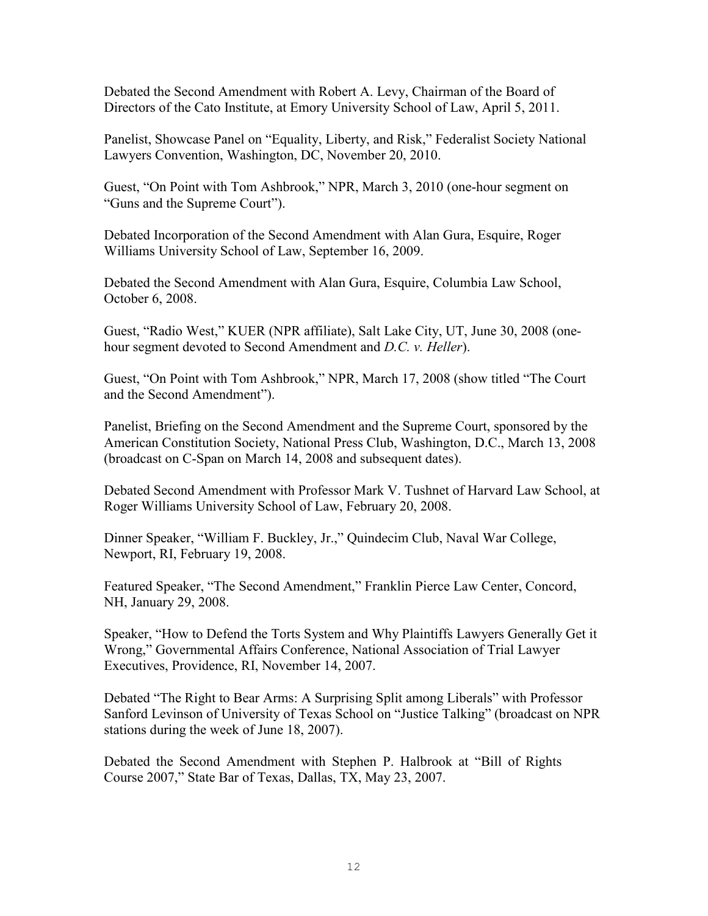Debated the Second Amendment with Robert A. Levy, Chairman of the Board of Directors of the Cato Institute, at Emory University School of Law, April 5, 2011.

Panelist, Showcase Panel on "Equality, Liberty, and Risk," Federalist Society National Lawyers Convention, Washington, DC, November 20, 2010.

Guest, "On Point with Tom Ashbrook," NPR, March 3, 2010 (one-hour segment on "Guns and the Supreme Court").

Debated Incorporation of the Second Amendment with Alan Gura, Esquire, Roger Williams University School of Law, September 16, 2009.

Debated the Second Amendment with Alan Gura, Esquire, Columbia Law School, October 6, 2008.

Guest, "Radio West," KUER (NPR affiliate), Salt Lake City, UT, June 30, 2008 (one-hour segment devoted to Second Amendment and *D.C. v. Heller*).

Guest, "On Point with Tom Ashbrook," NPR, March 17, 2008 (show titled "The Court and the Second Amendment").

Panelist, Briefing on the Second Amendment and the Supreme Court, sponsored by the American Constitution Society, National Press Club, Washington, D.C., March 13, 2008 (broadcast on C-Span on March 14, 2008 and subsequent dates).

Debated Second Amendment with Professor Mark V. Tushnet of Harvard Law School, at Roger Williams University School of Law, February 20, 2008.

Dinner Speaker, "William F. Buckley, Jr.," Quindecim Club, Naval War College, Newport, RI, February 19, 2008.

Featured Speaker, "The Second Amendment," Franklin Pierce Law Center, Concord, NH, January 29, 2008.

Speaker, "How to Defend the Torts System and Why Plaintiffs Lawyers Generally Get it Wrong," Governmental Affairs Conference, National Association of Trial Lawyer Executives, Providence, RI, November 14, 2007.

Debated "The Right to Bear Arms: A Surprising Split among Liberals" with Professor Sanford Levinson of University of Texas School on "Justice Talking" (broadcast on NPR stations during the week of June 18, 2007).

Debated the Second Amendment with Stephen P. Halbrook at "Bill of Rights Course 2007," State Bar of Texas, Dallas, TX, May 23, 2007.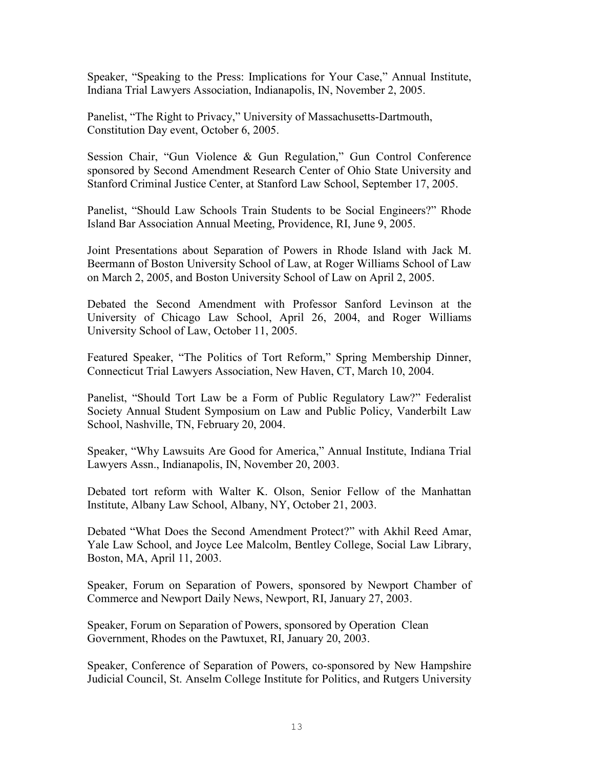Speaker, "Speaking to the Press: Implications for Your Case," Annual Institute, Indiana Trial Lawyers Association, Indianapolis, IN, November 2, 2005.

Panelist, "The Right to Privacy," University of Massachusetts-Dartmouth, Constitution Day event, October 6, 2005.

Session Chair, "Gun Violence & Gun Regulation," Gun Control Conference sponsored by Second Amendment Research Center of Ohio State University and Stanford Criminal Justice Center, at Stanford Law School, September 17, 2005.

Panelist, "Should Law Schools Train Students to be Social Engineers?" Rhode Island Bar Association Annual Meeting, Providence, RI, June 9, 2005.

Joint Presentations about Separation of Powers in Rhode Island with Jack M. Beermann of Boston University School of Law, at Roger Williams School of Law on March 2, 2005, and Boston University School of Law on April 2, 2005.

Debated the Second Amendment with Professor Sanford Levinson at the University of Chicago Law School, April 26, 2004, and Roger Williams University School of Law, October 11, 2005.

Featured Speaker, "The Politics of Tort Reform," Spring Membership Dinner, Connecticut Trial Lawyers Association, New Haven, CT, March 10, 2004.

Panelist, "Should Tort Law be a Form of Public Regulatory Law?" Federalist Society Annual Student Symposium on Law and Public Policy, Vanderbilt Law School, Nashville, TN, February 20, 2004.

Speaker, "Why Lawsuits Are Good for America," Annual Institute, Indiana Trial Lawyers Assn., Indianapolis, IN, November 20, 2003.

Debated tort reform with Walter K. Olson, Senior Fellow of the Manhattan Institute, Albany Law School, Albany, NY, October 21, 2003.

Debated "What Does the Second Amendment Protect?" with Akhil Reed Amar, Yale Law School, and Joyce Lee Malcolm, Bentley College, Social Law Library, Boston, MA, April 11, 2003.

Speaker, Forum on Separation of Powers, sponsored by Newport Chamber of Commerce and Newport Daily News, Newport, RI, January 27, 2003.

Speaker, Forum on Separation of Powers, sponsored by Operation Clean Government, Rhodes on the Pawtuxet, RI, January 20, 2003.

Speaker, Conference of Separation of Powers, co-sponsored by New Hampshire Judicial Council, St. Anselm College Institute for Politics, and Rutgers University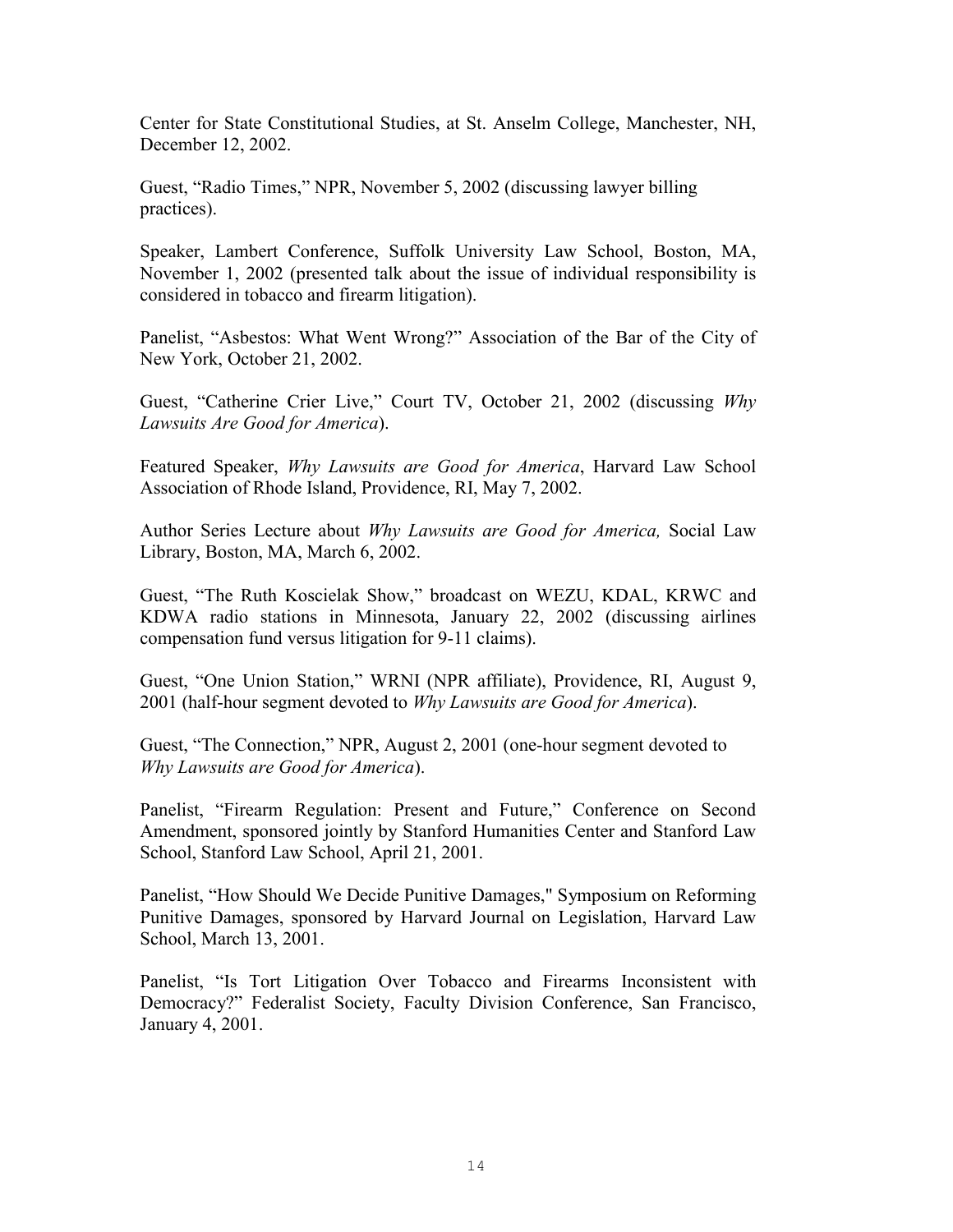Center for State Constitutional Studies, at St. Anselm College, Manchester, NH, December 12, 2002.

Guest, "Radio Times," NPR, November 5, 2002 (discussing lawyer billing practices).

Speaker, Lambert Conference, Suffolk University Law School, Boston, MA, November 1, 2002 (presented talk about the issue of individual responsibility is considered in tobacco and firearm litigation).

Panelist, "Asbestos: What Went Wrong?" Association of the Bar of the City of New York, October 21, 2002.

Guest, "Catherine Crier Live," Court TV, October 21, 2002 (discussing *Why Lawsuits Are Good for America*).

Featured Speaker, *Why Lawsuits are Good for America*, Harvard Law School Association of Rhode Island, Providence, RI, May 7, 2002.

Author Series Lecture about *Why Lawsuits are Good for America,* Social Law Library, Boston, MA, March 6, 2002.

Guest, "The Ruth Koscielak Show," broadcast on WEZU, KDAL, KRWC and KDWA radio stations in Minnesota, January 22, 2002 (discussing airlines compensation fund versus litigation for 9-11 claims).

Guest, "One Union Station," WRNI (NPR affiliate), Providence, RI, August 9, 2001 (half-hour segment devoted to *Why Lawsuits are Good for America*).

Guest, "The Connection," NPR, August 2, 2001 (one-hour segment devoted to *Why Lawsuits are Good for America*).

Panelist, "Firearm Regulation: Present and Future," Conference on Second Amendment, sponsored jointly by Stanford Humanities Center and Stanford Law School, Stanford Law School, April 21, 2001.

Panelist, "How Should We Decide Punitive Damages," Symposium on Reforming Punitive Damages, sponsored by Harvard Journal on Legislation, Harvard Law School, March 13, 2001.

Panelist, "Is Tort Litigation Over Tobacco and Firearms Inconsistent with Democracy?" Federalist Society, Faculty Division Conference, San Francisco, January 4, 2001.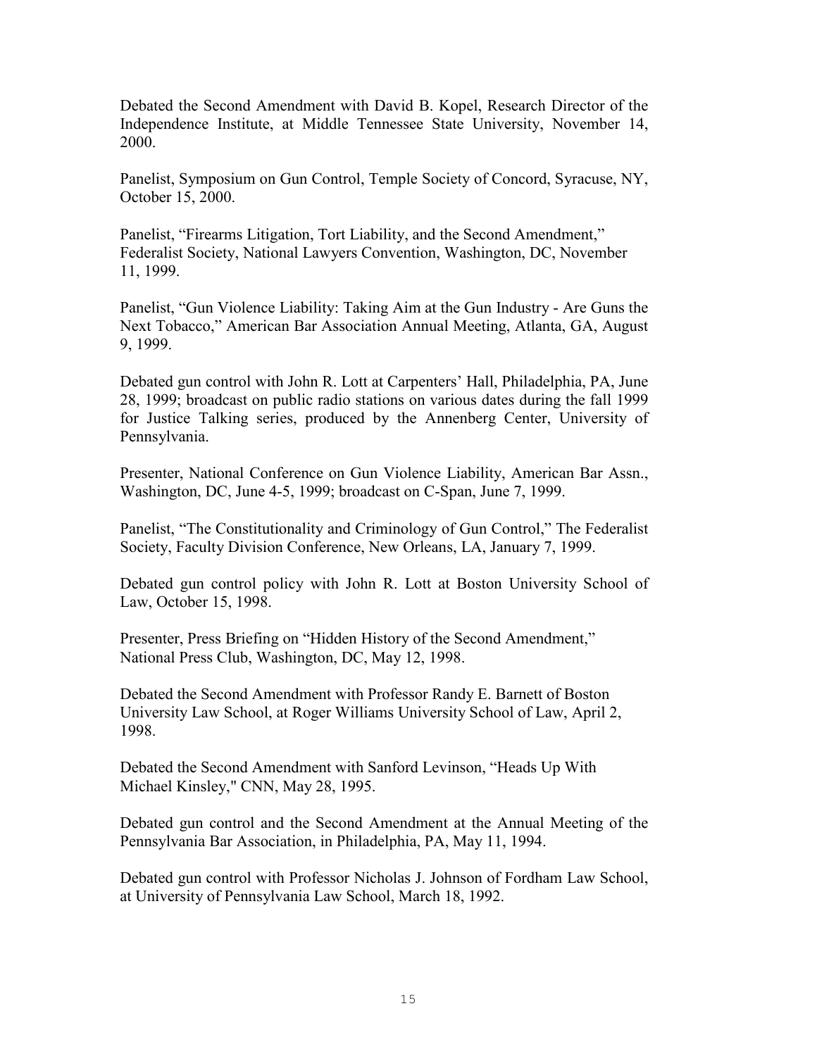Debated the Second Amendment with David B. Kopel, Research Director of the Independence Institute, at Middle Tennessee State University, November 14, 2000.

Panelist, Symposium on Gun Control, Temple Society of Concord, Syracuse, NY, October 15, 2000.

Panelist, "Firearms Litigation, Tort Liability, and the Second Amendment," Federalist Society, National Lawyers Convention, Washington, DC, November 11, 1999.

Panelist, "Gun Violence Liability: Taking Aim at the Gun Industry - Are Guns the Next Tobacco," American Bar Association Annual Meeting, Atlanta, GA, August 9, 1999.

Debated gun control with John R. Lott at Carpenters' Hall, Philadelphia, PA, June 28, 1999; broadcast on public radio stations on various dates during the fall 1999 for Justice Talking series, produced by the Annenberg Center, University of Pennsylvania.

Presenter, National Conference on Gun Violence Liability, American Bar Assn., Washington, DC, June 4-5, 1999; broadcast on C-Span, June 7, 1999.

Panelist, "The Constitutionality and Criminology of Gun Control," The Federalist Society, Faculty Division Conference, New Orleans, LA, January 7, 1999.

Debated gun control policy with John R. Lott at Boston University School of Law, October 15, 1998.

Presenter, Press Briefing on "Hidden History of the Second Amendment," National Press Club, Washington, DC, May 12, 1998.

Debated the Second Amendment with Professor Randy E. Barnett of Boston University Law School, at Roger Williams University School of Law, April 2, 1998.

Debated the Second Amendment with Sanford Levinson, "Heads Up With Michael Kinsley," CNN, May 28, 1995.

Debated gun control and the Second Amendment at the Annual Meeting of the Pennsylvania Bar Association, in Philadelphia, PA, May 11, 1994.

Debated gun control with Professor Nicholas J. Johnson of Fordham Law School, at University of Pennsylvania Law School, March 18, 1992.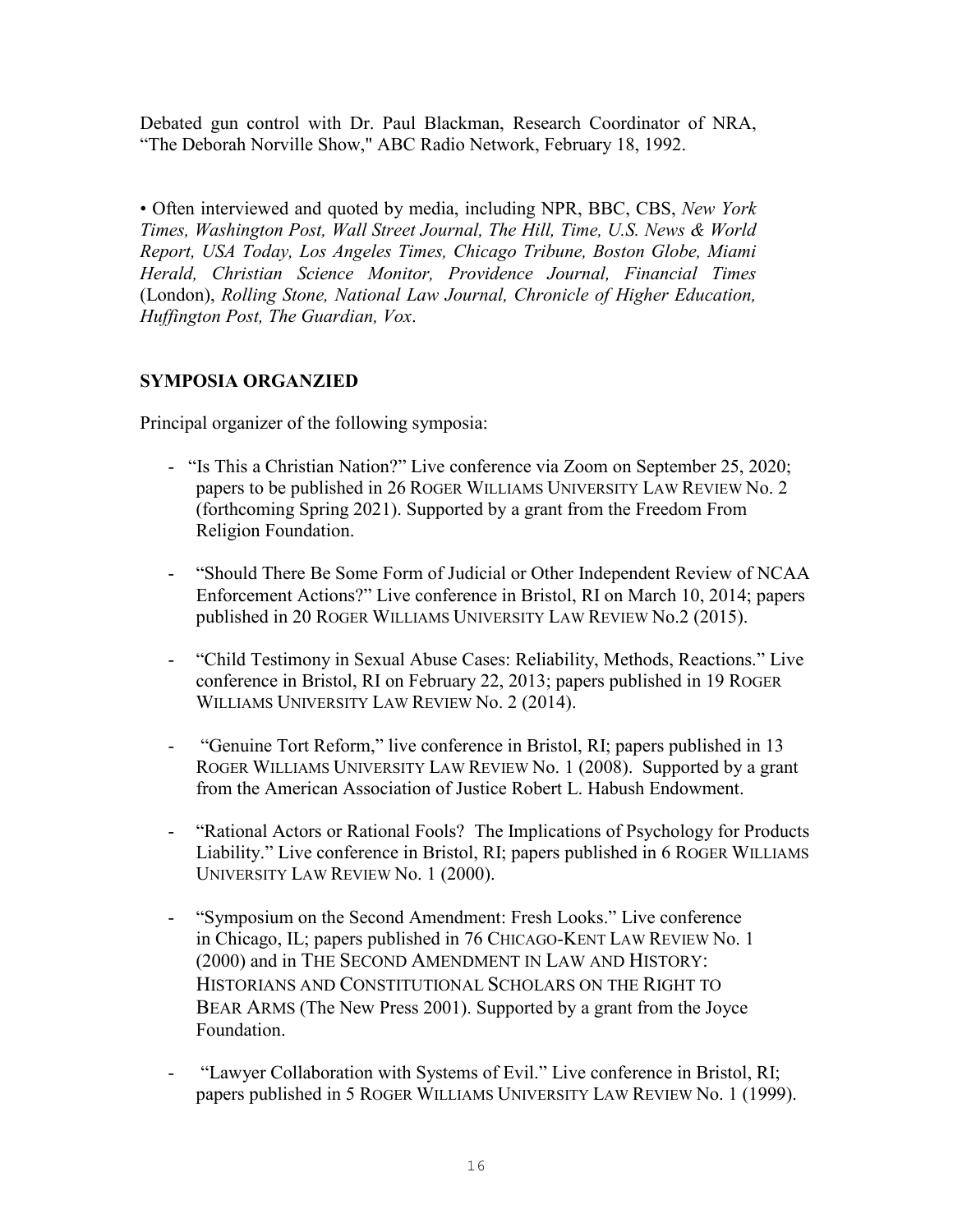Debated gun control with Dr. Paul Blackman, Research Coordinator of NRA, "The Deborah Norville Show," ABC Radio Network, February 18, 1992.

• Often interviewed and quoted by media, including NPR, BBC, CBS, *New York Times, Washington Post, Wall Street Journal, The Hill, Time, U.S. News & World Report, USA Today, Los Angeles Times, Chicago Tribune, Boston Globe, Miami Herald, Christian Science Monitor, Providence Journal, Financial Times* (London), *Rolling Stone, National Law Journal, Chronicle of Higher Education, Huffington Post, The Guardian, Vox*.

## SYMPOSIA ORGANZIED

Principal organizer of the following symposia:

- "Is This a Christian Nation?" Live conference via Zoom on September 25, 2020; papers to be published in 26 ROGER WILLIAMS UNIVERSITY LAW REVIEW No. 2 (forthcoming Spring 2021). Supported by a grant from the Freedom From Religion Foundation.
- "Should There Be Some Form of Judicial or Other Independent Review of NCAA Enforcement Actions?" Live conference in Bristol, RI on March 10, 2014; papers published in 20 ROGER WILLIAMS UNIVERSITY LAW REVIEW No.2 (2015).
- "Child Testimony in Sexual Abuse Cases: Reliability, Methods, Reactions." Live conference in Bristol, RI on February 22, 2013; papers published in 19 ROGER WILLIAMS UNIVERSITY LAW REVIEW No. 2 (2014).
- "Genuine Tort Reform," live conference in Bristol, RI; papers published in 13 ROGER WILLIAMS UNIVERSITY LAW REVIEW No. 1 (2008). Supported by a grant from the American Association of Justice Robert L. Habush Endowment.
- "Rational Actors or Rational Fools? The Implications of Psychology for Products Liability." Live conference in Bristol, RI; papers published in 6 ROGER WILLIAMS UNIVERSITY LAW REVIEW No. 1 (2000).
- "Symposium on the Second Amendment: Fresh Looks." Live conference in Chicago, IL; papers published in 76 CHICAGO-KENT LAW REVIEW No. 1 (2000) and in THE SECOND AMENDMENT IN LAW AND HISTORY: HISTORIANS AND CONSTITUTIONAL SCHOLARS ON THE RIGHT TO BEAR ARMS (The New Press 2001). Supported by a grant from the Joyce Foundation.
- "Lawyer Collaboration with Systems of Evil." Live conference in Bristol, RI; papers published in 5 ROGER WILLIAMS UNIVERSITY LAW REVIEW No. 1 (1999).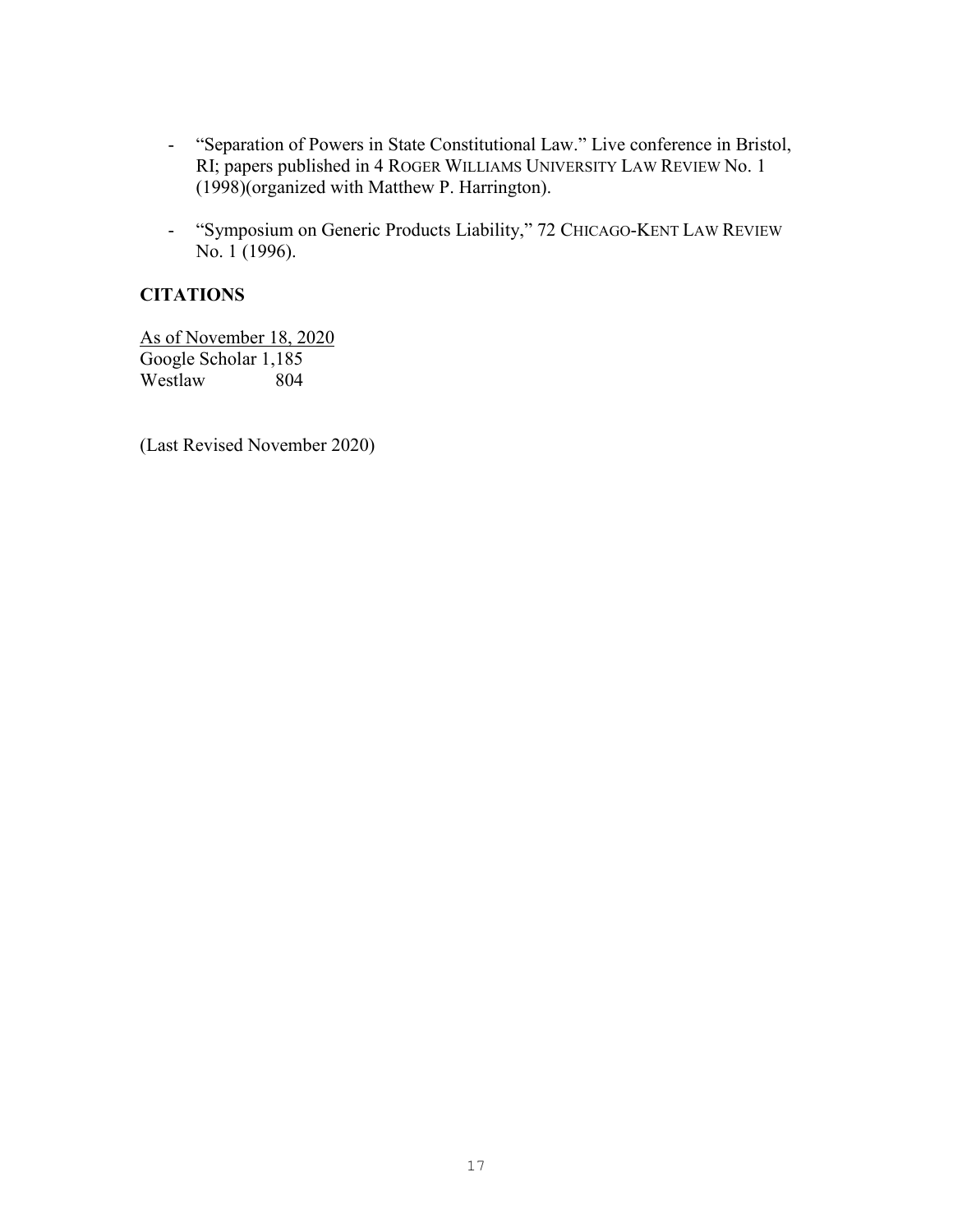- "Separation of Powers in State Constitutional Law." Live conference in Bristol, RI; papers published in 4 ROGER WILLIAMS UNIVERSITY LAW REVIEW No. 1 (1998)(organized with Matthew P. Harrington).

- "Symposium on Generic Products Liability," 72 CHICAGO-KENT LAW REVIEW No. 1 (1996).

**CITATIONS**

As of November 18, 2020
Google Scholar 1,185
Westlaw 804

(Last Revised November 2020)